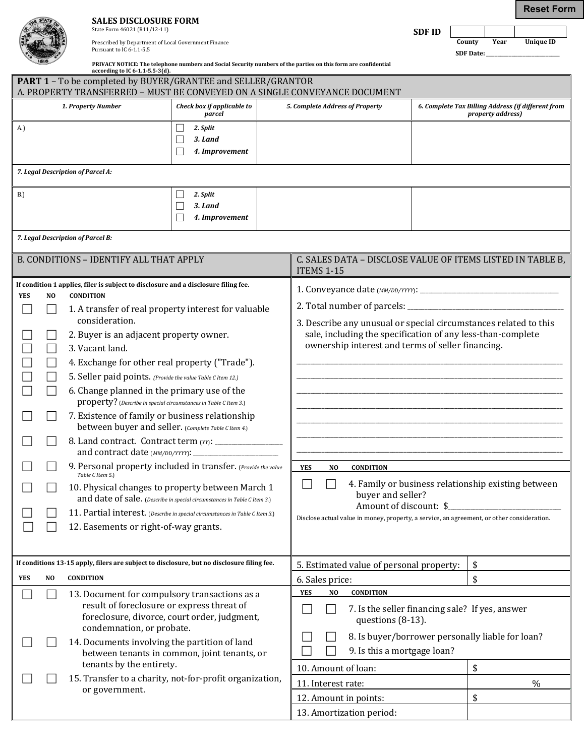Reset Form

# SALES DISCLOSURE FORM

State Form 46021 (R11/12-11)

Prescribed by Department of Local Government Finance
Pursuant to IC 6-1.1-5.5

**PRIVACY NOTICE: The telephone numbers and Social Security numbers of the parties on this form are confidential according to IC 6-1.1-5.5-3(d).**

**SDF ID**

| County | Year | Unique ID |
|---|---|---|
| | | |

SDF Date: ____________________

## PART 1 – To be completed by BUYER/GRANTEE and SELLER/GRANTOR

### A. PROPERTY TRANSFERRED – MUST BE CONVEYED ON A SINGLE CONVEYANCE DOCUMENT

| *1. Property Number* | *Check box if applicable to parcel* | *5. Complete Address of Property* | *6. Complete Tax Billing Address (if different from property address)* |
|---|---|---|---|
| A.) | ☐ *2. Split* ☐ *3. Land* ☐ *4. Improvement* | | |
| *7. Legal Description of Parcel A:* | | | |
| B.) | ☐ *2. Split* ☐ *3. Land* ☐ *4. Improvement* | | |
| *7. Legal Description of Parcel B:* | | | |

### B. CONDITIONS – IDENTIFY ALL THAT APPLY

**If condition 1 applies, filer is subject to disclosure and a disclosure filing fee.**

| YES | NO | CONDITION |
|---|---|---|
| ☐ | ☐ | 1. A transfer of real property interest for valuable consideration. |
| ☐ | ☐ | 2. Buyer is an adjacent property owner. |
| ☐ | ☐ | 3. Vacant land. |
| ☐ | ☐ | 4. Exchange for other real property ("Trade"). |
| ☐ | ☐ | 5. Seller paid points. *(Provide the value Table C Item 12.)* |
| ☐ | ☐ | 6. Change planned in the primary use of the property? *(Describe in special circumstances in Table C Item 3.)* |
| ☐ | ☐ | 7. Existence of family or business relationship between buyer and seller. *(Complete Table C Item 4.)* |
| ☐ | ☐ | 8. Land contract. Contract term *(YY)*: __________ and contract date *(MM/DD/YYYY)*: __________ |
| ☐ | ☐ | 9. Personal property included in transfer. *(Provide the value Table C Item 5.)* |
| ☐ | ☐ | 10. Physical changes to property between March 1 and date of sale. *(Describe in special circumstances in Table C Item 3.)* |
| ☐ | ☐ | 11. Partial interest. *(Describe in special circumstances in Table C Item 3.)* |
| ☐ | ☐ | 12. Easements or right-of-way grants. |

**If conditions 13-15 apply, filers are subject to disclosure, but no disclosure filing fee.**

| YES | NO | CONDITION |
|---|---|---|
| ☐ | ☐ | 13. Document for compulsory transactions as a result of foreclosure or express threat of foreclosure, divorce, court order, judgment, condemnation, or probate. |
| ☐ | ☐ | 14. Documents involving the partition of land between tenants in common, joint tenants, or tenants by the entirety. |
| ☐ | ☐ | 15. Transfer to a charity, not-for-profit organization, or government. |

### C. SALES DATA – DISCLOSE VALUE OF ITEMS LISTED IN TABLE B, ITEMS 1-15

1. Conveyance date *(MM/DD/YYYY)*: ____________________

2. Total number of parcels: ____________________

3. Describe any unusual or special circumstances related to this sale, including the specification of any less-than-complete ownership interest and terms of seller financing.

________________________________________
________________________________________
________________________________________
________________________________________
________________________________________
________________________________________
________________________________________

| YES | NO | CONDITION |
|---|---|---|
| ☐ | ☐ | 4. Family or business relationship existing between buyer and seller? Amount of discount: $__________ |

Disclose actual value in money, property, a service, an agreement, or other consideration.

| | |
|---|---|
| 5. Estimated value of personal property: | $ |
| 6. Sales price: | $ |

| YES | NO | CONDITION |
|---|---|---|
| ☐ | ☐ | 7. Is the seller financing sale? If yes, answer questions (8-13). |
| ☐ | ☐ | 8. Is buyer/borrower personally liable for loan? |
| ☐ | ☐ | 9. Is this a mortgage loan? |

| | |
|---|---|
| 10. Amount of loan: | $ |
| 11. Interest rate: | % |
| 12. Amount in points: | $ |
| 13. Amortization period: | |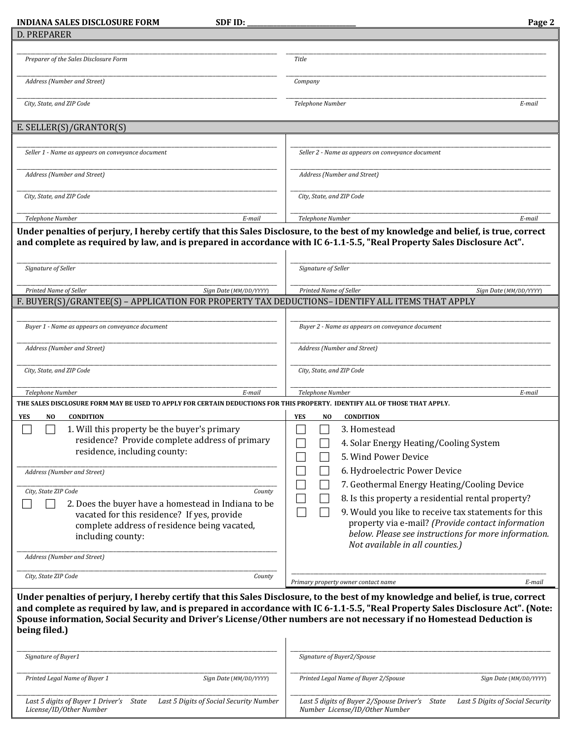INDIANA SALES DISCLOSURE FORM SDF ID: ______________________________

## D. PREPARER

| | |
|---|---|
| Preparer of the Sales Disclosure Form | Title |
| Address (Number and Street) | Company |
| City, State, and ZIP Code | Telephone Number / E-mail |

## E. SELLER(S)/GRANTOR(S)

| | |
|---|---|
| Seller 1 - Name as appears on conveyance document | Seller 2 - Name as appears on conveyance document |
| Address (Number and Street) | Address (Number and Street) |
| City, State, and ZIP Code | City, State, and ZIP Code |
| Telephone Number / E-mail | Telephone Number / E-mail |

**Under penalties of perjury, I hereby certify that this Sales Disclosure, to the best of my knowledge and belief, is true, correct and complete as required by law, and is prepared in accordance with IC 6-1.1-5.5, "Real Property Sales Disclosure Act".**

| | |
|---|---|
| Signature of Seller | Signature of Seller |
| Printed Name of Seller / Sign Date (MM/DD/YYYY) | Printed Name of Seller / Sign Date (MM/DD/YYYY) |

## F. BUYER(S)/GRANTEE(S) – APPLICATION FOR PROPERTY TAX DEDUCTIONS– IDENTIFY ALL ITEMS THAT APPLY

| | |
|---|---|
| Buyer 1 - Name as appears on conveyance document | Buyer 2 - Name as appears on conveyance document |
| Address (Number and Street) | Address (Number and Street) |
| City, State, and ZIP Code | City, State, and ZIP Code |
| Telephone Number / E-mail | Telephone Number / E-mail |

THE SALES DISCLOSURE FORM MAY BE USED TO APPLY FOR CERTAIN DEDUCTIONS FOR THIS PROPERTY. IDENTIFY ALL OF THOSE THAT APPLY.

| YES | NO | CONDITION |
|---|---|---|
| ☐ | ☐ | 1. Will this property be the buyer's primary residence? Provide complete address of primary residence, including county: |

Address (Number and Street)

City, State ZIP Code / County

| YES | NO | CONDITION |
|---|---|---|
| ☐ | ☐ | 2. Does the buyer have a homestead in Indiana to be vacated for this residence? If yes, provide complete address of residence being vacated, including county: |

Address (Number and Street)

City, State ZIP Code / County

| YES | NO | CONDITION |
|---|---|---|
| ☐ | ☐ | 3. Homestead |
| ☐ | ☐ | 4. Solar Energy Heating/Cooling System |
| ☐ | ☐ | 5. Wind Power Device |
| ☐ | ☐ | 6. Hydroelectric Power Device |
| ☐ | ☐ | 7. Geothermal Energy Heating/Cooling Device |
| ☐ | ☐ | 8. Is this property a residential rental property? |
| ☐ | ☐ | 9. Would you like to receive tax statements for this property via e-mail? *(Provide contact information below. Please see instructions for more information. Not available in all counties.)* |

Primary property owner contact name / E-mail

**Under penalties of perjury, I hereby certify that this Sales Disclosure, to the best of my knowledge and belief, is true, correct and complete as required by law, and is prepared in accordance with IC 6-1.1-5.5, "Real Property Sales Disclosure Act". (Note: Spouse information, Social Security and Driver's License/Other numbers are not necessary if no Homestead Deduction is being filed.)**

| | |
|---|---|
| Signature of Buyer1 | Signature of Buyer2/Spouse |
| Printed Legal Name of Buyer 1 / Sign Date (MM/DD/YYYY) | Printed Legal Name of Buyer 2/Spouse / Sign Date (MM/DD/YYYY) |
| Last 5 digits of Buyer 1 Driver's License/ID/Other Number / State / Last 5 Digits of Social Security Number | Last 5 digits of Buyer 2/Spouse Driver's License/ID/Other Number / State / Last 5 Digits of Social Security Number |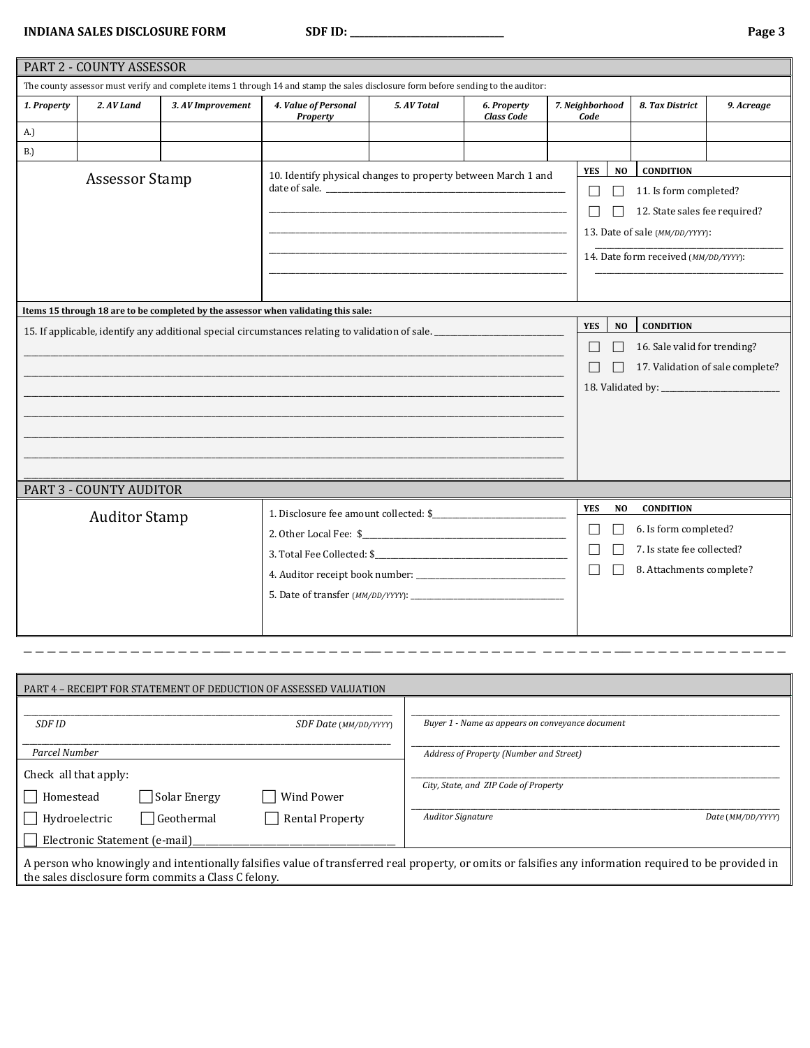**INDIANA SALES DISCLOSURE FORM** **SDF ID: ______________________________**

## PART 2 - COUNTY ASSESSOR

The county assessor must verify and complete items 1 through 14 and stamp the sales disclosure form before sending to the auditor:

| *1. Property* | *2. AV Land* | *3. AV Improvement* | *4. Value of Personal Property* | *5. AV Total* | *6. Property Class Code* | *7. Neighborhood Code* | *8. Tax District* | *9. Acreage* |
|---|---|---|---|---|---|---|---|---|
| A.) | | | | | | | | |
| B.) | | | | | | | | |

Assessor Stamp

10. Identify physical changes to property between March 1 and date of sale. ____________________________________________

________________________________________________________________

________________________________________________________________

________________________________________________________________

________________________________________________________________

| YES | NO | CONDITION |
|---|---|---|
| ☐ | ☐ | 11. Is form completed? |
| ☐ | ☐ | 12. State sales fee required? |

13. Date of sale (*MM/DD/YYYY*): ____________________

14. Date form received (*MM/DD/YYYY*): ____________________

**Items 15 through 18 are to be completed by the assessor when validating this sale:**

15. If applicable, identify any additional special circumstances relating to validation of sale. ____________________

________________________________________________________________

________________________________________________________________

________________________________________________________________

________________________________________________________________

________________________________________________________________

________________________________________________________________

________________________________________________________________

| YES | NO | CONDITION |
|---|---|---|
| ☐ | ☐ | 16. Sale valid for trending? |
| ☐ | ☐ | 17. Validation of sale complete? |

18. Validated by: ____________________

## PART 3 - COUNTY AUDITOR

Auditor Stamp

1. Disclosure fee amount collected: $____________________
2. Other Local Fee: $____________________
3. Total Fee Collected: $____________________
4. Auditor receipt book number: ____________________
5. Date of transfer (*MM/DD/YYYY*): ____________________

| YES | NO | CONDITION |
|---|---|---|
| ☐ | ☐ | 6. Is form completed? |
| ☐ | ☐ | 7. Is state fee collected? |
| ☐ | ☐ | 8. Attachments complete? |

---

## PART 4 – RECEIPT FOR STATEMENT OF DEDUCTION OF ASSESSED VALUATION

____________________________________________

*SDF ID* *SDF Date (MM/DD/YYYY)*

____________________________________________

*Parcel Number*

Check all that apply:

☐ Homestead ☐ Solar Energy ☐ Wind Power

☐ Hydroelectric ☐ Geothermal ☐ Rental Property

☐ Electronic Statement (e-mail)____________________

____________________________________________

*Buyer 1 - Name as appears on conveyance document*

____________________________________________

*Address of Property (Number and Street)*

____________________________________________

*City, State, and ZIP Code of Property*

____________________________________________

*Auditor Signature* *Date (MM/DD/YYYY)*

A person who knowingly and intentionally falsifies value of transferred real property, or omits or falsifies any information required to be provided in the sales disclosure form commits a Class C felony.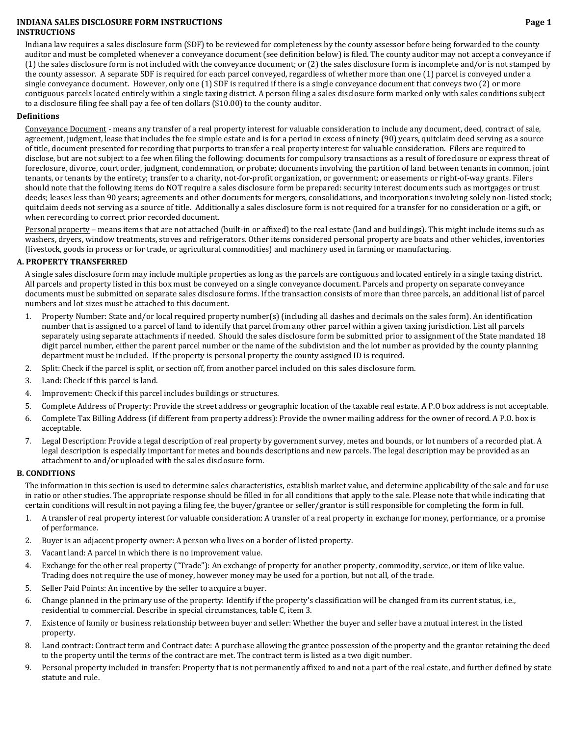# INDIANA SALES DISCLOSURE FORM INSTRUCTIONS

## INSTRUCTIONS

Indiana law requires a sales disclosure form (SDF) to be reviewed for completeness by the county assessor before being forwarded to the county auditor and must be completed whenever a conveyance document (see definition below) is filed. The county auditor may not accept a conveyance if (1) the sales disclosure form is not included with the conveyance document; or (2) the sales disclosure form is incomplete and/or is not stamped by the county assessor. A separate SDF is required for each parcel conveyed, regardless of whether more than one (1) parcel is conveyed under a single conveyance document. However, only one (1) SDF is required if there is a single conveyance document that conveys two (2) or more contiguous parcels located entirely within a single taxing district. A person filing a sales disclosure form marked only with sales conditions subject to a disclosure filing fee shall pay a fee of ten dollars ($10.00) to the county auditor.

## Definitions

Conveyance Document - means any transfer of a real property interest for valuable consideration to include any document, deed, contract of sale, agreement, judgment, lease that includes the fee simple estate and is for a period in excess of ninety (90) years, quitclaim deed serving as a source of title, document presented for recording that purports to transfer a real property interest for valuable consideration. Filers are required to disclose, but are not subject to a fee when filing the following: documents for compulsory transactions as a result of foreclosure or express threat of foreclosure, divorce, court order, judgment, condemnation, or probate; documents involving the partition of land between tenants in common, joint tenants, or tenants by the entirety; transfer to a charity, not-for-profit organization, or government; or easements or right-of-way grants. Filers should note that the following items do NOT require a sales disclosure form be prepared: security interest documents such as mortgages or trust deeds; leases less than 90 years; agreements and other documents for mergers, consolidations, and incorporations involving solely non-listed stock; quitclaim deeds not serving as a source of title. Additionally a sales disclosure form is not required for a transfer for no consideration or a gift, or when rerecording to correct prior recorded document.

Personal property – means items that are not attached (built-in or affixed) to the real estate (land and buildings). This might include items such as washers, dryers, window treatments, stoves and refrigerators. Other items considered personal property are boats and other vehicles, inventories (livestock, goods in process or for trade, or agricultural commodities) and machinery used in farming or manufacturing.

## A. PROPERTY TRANSFERRED

A single sales disclosure form may include multiple properties as long as the parcels are contiguous and located entirely in a single taxing district. All parcels and property listed in this box must be conveyed on a single conveyance document. Parcels and property on separate conveyance documents must be submitted on separate sales disclosure forms. If the transaction consists of more than three parcels, an additional list of parcel numbers and lot sizes must be attached to this document.

1. Property Number: State and/or local required property number(s) (including all dashes and decimals on the sales form). An identification number that is assigned to a parcel of land to identify that parcel from any other parcel within a given taxing jurisdiction. List all parcels separately using separate attachments if needed. Should the sales disclosure form be submitted prior to assignment of the State mandated 18 digit parcel number, either the parent parcel number or the name of the subdivision and the lot number as provided by the county planning department must be included. If the property is personal property the county assigned ID is required.
2. Split: Check if the parcel is split, or section off, from another parcel included on this sales disclosure form.
3. Land: Check if this parcel is land.
4. Improvement: Check if this parcel includes buildings or structures.
5. Complete Address of Property: Provide the street address or geographic location of the taxable real estate. A P.O box address is not acceptable.
6. Complete Tax Billing Address (if different from property address): Provide the owner mailing address for the owner of record. A P.O. box is acceptable.
7. Legal Description: Provide a legal description of real property by government survey, metes and bounds, or lot numbers of a recorded plat. A legal description is especially important for metes and bounds descriptions and new parcels. The legal description may be provided as an attachment to and/or uploaded with the sales disclosure form.

## B. CONDITIONS

The information in this section is used to determine sales characteristics, establish market value, and determine applicability of the sale and for use in ratio or other studies. The appropriate response should be filled in for all conditions that apply to the sale. Please note that while indicating that certain conditions will result in not paying a filing fee, the buyer/grantee or seller/grantor is still responsible for completing the form in full.

1. A transfer of real property interest for valuable consideration: A transfer of a real property in exchange for money, performance, or a promise of performance.
2. Buyer is an adjacent property owner: A person who lives on a border of listed property.
3. Vacant land: A parcel in which there is no improvement value.
4. Exchange for the other real property ("Trade"): An exchange of property for another property, commodity, service, or item of like value. Trading does not require the use of money, however money may be used for a portion, but not all, of the trade.
5. Seller Paid Points: An incentive by the seller to acquire a buyer.
6. Change planned in the primary use of the property: Identify if the property's classification will be changed from its current status, i.e., residential to commercial. Describe in special circumstances, table C, item 3.
7. Existence of family or business relationship between buyer and seller: Whether the buyer and seller have a mutual interest in the listed property.
8. Land contract: Contract term and Contract date: A purchase allowing the grantee possession of the property and the grantor retaining the deed to the property until the terms of the contract are met. The contract term is listed as a two digit number.
9. Personal property included in transfer: Property that is not permanently affixed to and not a part of the real estate, and further defined by state statute and rule.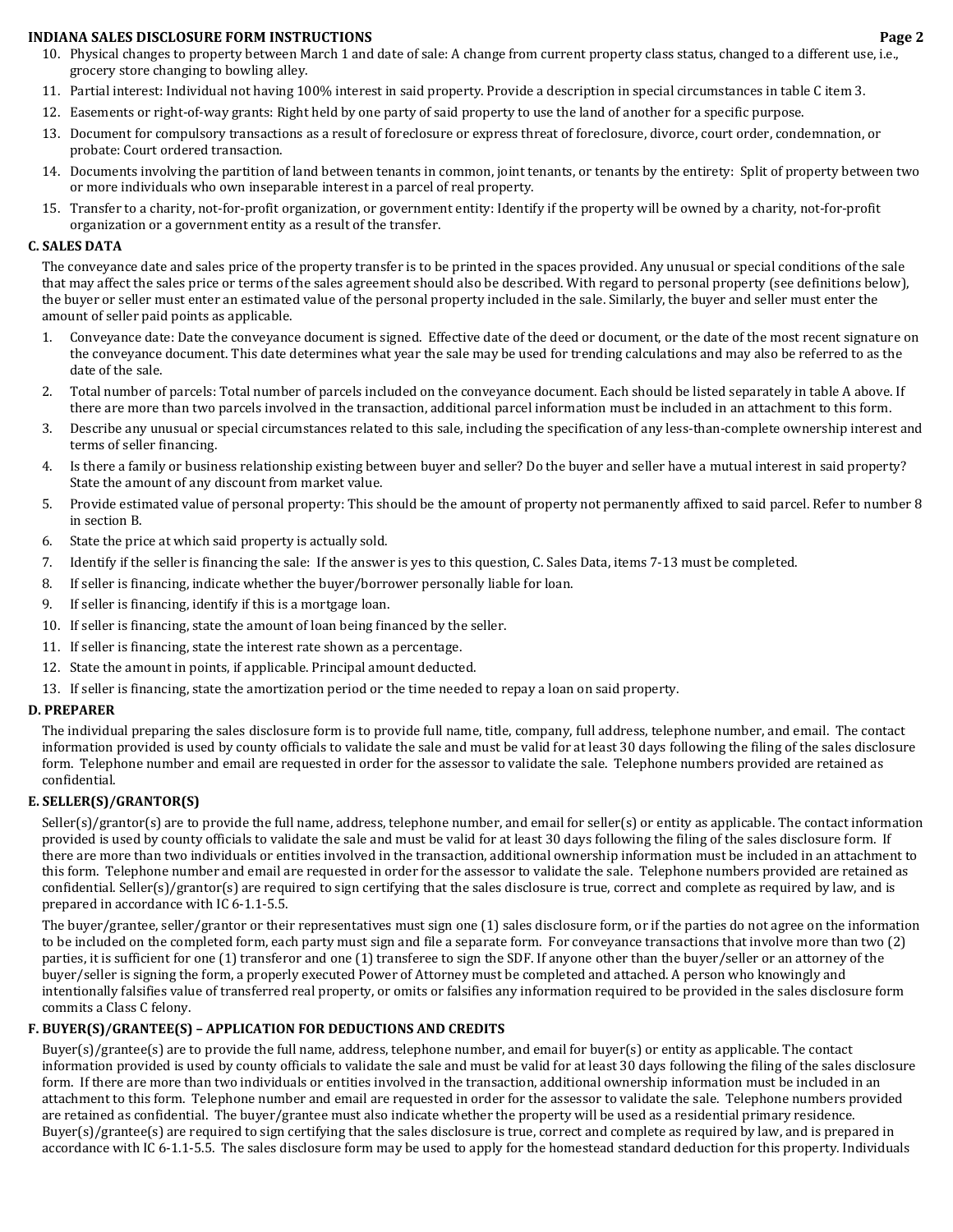10. Physical changes to property between March 1 and date of sale: A change from current property class status, changed to a different use, i.e., grocery store changing to bowling alley.
11. Partial interest: Individual not having 100% interest in said property. Provide a description in special circumstances in table C item 3.
12. Easements or right-of-way grants: Right held by one party of said property to use the land of another for a specific purpose.
13. Document for compulsory transactions as a result of foreclosure or express threat of foreclosure, divorce, court order, condemnation, or probate: Court ordered transaction.
14. Documents involving the partition of land between tenants in common, joint tenants, or tenants by the entirety: Split of property between two or more individuals who own inseparable interest in a parcel of real property.
15. Transfer to a charity, not-for-profit organization, or government entity: Identify if the property will be owned by a charity, not-for-profit organization or a government entity as a result of the transfer.

## C. SALES DATA

The conveyance date and sales price of the property transfer is to be printed in the spaces provided. Any unusual or special conditions of the sale that may affect the sales price or terms of the sales agreement should also be described. With regard to personal property (see definitions below), the buyer or seller must enter an estimated value of the personal property included in the sale. Similarly, the buyer and seller must enter the amount of seller paid points as applicable.

1. Conveyance date: Date the conveyance document is signed. Effective date of the deed or document, or the date of the most recent signature on the conveyance document. This date determines what year the sale may be used for trending calculations and may also be referred to as the date of the sale.
2. Total number of parcels: Total number of parcels included on the conveyance document. Each should be listed separately in table A above. If there are more than two parcels involved in the transaction, additional parcel information must be included in an attachment to this form.
3. Describe any unusual or special circumstances related to this sale, including the specification of any less-than-complete ownership interest and terms of seller financing.
4. Is there a family or business relationship existing between buyer and seller? Do the buyer and seller have a mutual interest in said property? State the amount of any discount from market value.
5. Provide estimated value of personal property: This should be the amount of property not permanently affixed to said parcel. Refer to number 8 in section B.
6. State the price at which said property is actually sold.
7. Identify if the seller is financing the sale: If the answer is yes to this question, C. Sales Data, items 7-13 must be completed.
8. If seller is financing, indicate whether the buyer/borrower personally liable for loan.
9. If seller is financing, identify if this is a mortgage loan.
10. If seller is financing, state the amount of loan being financed by the seller.
11. If seller is financing, state the interest rate shown as a percentage.
12. State the amount in points, if applicable. Principal amount deducted.
13. If seller is financing, state the amortization period or the time needed to repay a loan on said property.

## D. PREPARER

The individual preparing the sales disclosure form is to provide full name, title, company, full address, telephone number, and email. The contact information provided is used by county officials to validate the sale and must be valid for at least 30 days following the filing of the sales disclosure form. Telephone number and email are requested in order for the assessor to validate the sale. Telephone numbers provided are retained as confidential.

## E. SELLER(S)/GRANTOR(S)

Seller(s)/grantor(s) are to provide the full name, address, telephone number, and email for seller(s) or entity as applicable. The contact information provided is used by county officials to validate the sale and must be valid for at least 30 days following the filing of the sales disclosure form. If there are more than two individuals or entities involved in the transaction, additional ownership information must be included in an attachment to this form. Telephone number and email are requested in order for the assessor to validate the sale. Telephone numbers provided are retained as confidential. Seller(s)/grantor(s) are required to sign certifying that the sales disclosure is true, correct and complete as required by law, and is prepared in accordance with IC 6-1.1-5.5.

The buyer/grantee, seller/grantor or their representatives must sign one (1) sales disclosure form, or if the parties do not agree on the information to be included on the completed form, each party must sign and file a separate form. For conveyance transactions that involve more than two (2) parties, it is sufficient for one (1) transferor and one (1) transferee to sign the SDF. If anyone other than the buyer/seller or an attorney of the buyer/seller is signing the form, a properly executed Power of Attorney must be completed and attached. A person who knowingly and intentionally falsifies value of transferred real property, or omits or falsifies any information required to be provided in the sales disclosure form commits a Class C felony.

## F. BUYER(S)/GRANTEE(S) – APPLICATION FOR DEDUCTIONS AND CREDITS

Buyer(s)/grantee(s) are to provide the full name, address, telephone number, and email for buyer(s) or entity as applicable. The contact information provided is used by county officials to validate the sale and must be valid for at least 30 days following the filing of the sales disclosure form. If there are more than two individuals or entities involved in the transaction, additional ownership information must be included in an attachment to this form. Telephone number and email are requested in order for the assessor to validate the sale. Telephone numbers provided are retained as confidential. The buyer/grantee must also indicate whether the property will be used as a residential primary residence. Buyer(s)/grantee(s) are required to sign certifying that the sales disclosure is true, correct and complete as required by law, and is prepared in accordance with IC 6-1.1-5.5. The sales disclosure form may be used to apply for the homestead standard deduction for this property. Individuals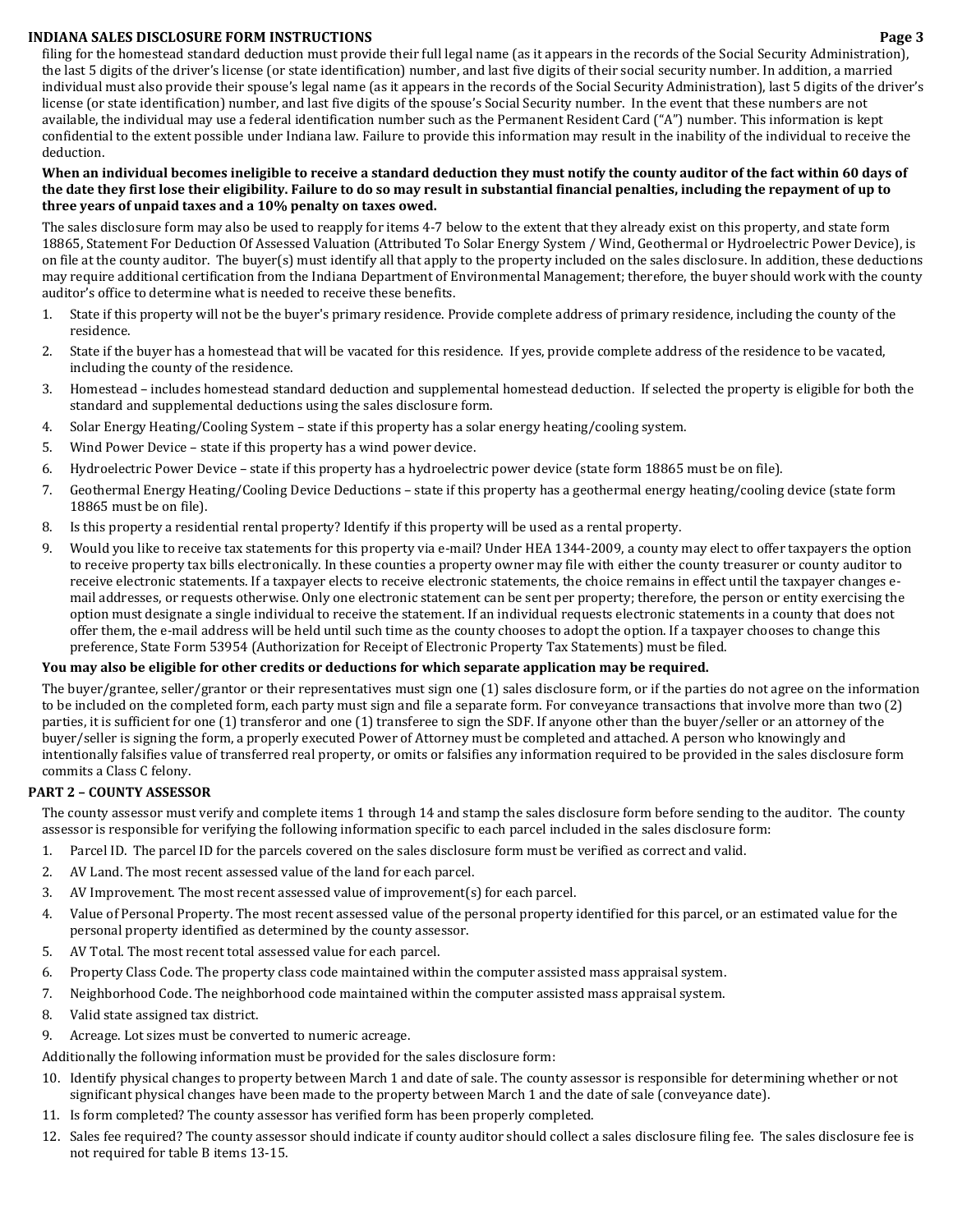filing for the homestead standard deduction must provide their full legal name (as it appears in the records of the Social Security Administration), the last 5 digits of the driver's license (or state identification) number, and last five digits of their social security number. In addition, a married individual must also provide their spouse's legal name (as it appears in the records of the Social Security Administration), last 5 digits of the driver's license (or state identification) number, and last five digits of the spouse's Social Security number. In the event that these numbers are not available, the individual may use a federal identification number such as the Permanent Resident Card ("A") number. This information is kept confidential to the extent possible under Indiana law. Failure to provide this information may result in the inability of the individual to receive the deduction.

**When an individual becomes ineligible to receive a standard deduction they must notify the county auditor of the fact within 60 days of the date they first lose their eligibility. Failure to do so may result in substantial financial penalties, including the repayment of up to three years of unpaid taxes and a 10% penalty on taxes owed.**

The sales disclosure form may also be used to reapply for items 4-7 below to the extent that they already exist on this property, and state form 18865, Statement For Deduction Of Assessed Valuation (Attributed To Solar Energy System / Wind, Geothermal or Hydroelectric Power Device), is on file at the county auditor. The buyer(s) must identify all that apply to the property included on the sales disclosure. In addition, these deductions may require additional certification from the Indiana Department of Environmental Management; therefore, the buyer should work with the county auditor's office to determine what is needed to receive these benefits.

1. State if this property will not be the buyer's primary residence. Provide complete address of primary residence, including the county of the residence.
2. State if the buyer has a homestead that will be vacated for this residence. If yes, provide complete address of the residence to be vacated, including the county of the residence.
3. Homestead – includes homestead standard deduction and supplemental homestead deduction. If selected the property is eligible for both the standard and supplemental deductions using the sales disclosure form.
4. Solar Energy Heating/Cooling System – state if this property has a solar energy heating/cooling system.
5. Wind Power Device – state if this property has a wind power device.
6. Hydroelectric Power Device – state if this property has a hydroelectric power device (state form 18865 must be on file).
7. Geothermal Energy Heating/Cooling Device Deductions – state if this property has a geothermal energy heating/cooling device (state form 18865 must be on file).
8. Is this property a residential rental property? Identify if this property will be used as a rental property.
9. Would you like to receive tax statements for this property via e-mail? Under HEA 1344-2009, a county may elect to offer taxpayers the option to receive property tax bills electronically. In these counties a property owner may file with either the county treasurer or county auditor to receive electronic statements. If a taxpayer elects to receive electronic statements, the choice remains in effect until the taxpayer changes e-mail addresses, or requests otherwise. Only one electronic statement can be sent per property; therefore, the person or entity exercising the option must designate a single individual to receive the statement. If an individual requests electronic statements in a county that does not offer them, the e-mail address will be held until such time as the county chooses to adopt the option. If a taxpayer chooses to change this preference, State Form 53954 (Authorization for Receipt of Electronic Property Tax Statements) must be filed.

**You may also be eligible for other credits or deductions for which separate application may be required.**

The buyer/grantee, seller/grantor or their representatives must sign one (1) sales disclosure form, or if the parties do not agree on the information to be included on the completed form, each party must sign and file a separate form. For conveyance transactions that involve more than two (2) parties, it is sufficient for one (1) transferor and one (1) transferee to sign the SDF. If anyone other than the buyer/seller or an attorney of the buyer/seller is signing the form, a properly executed Power of Attorney must be completed and attached. A person who knowingly and intentionally falsifies value of transferred real property, or omits or falsifies any information required to be provided in the sales disclosure form commits a Class C felony.

## PART 2 – COUNTY ASSESSOR

The county assessor must verify and complete items 1 through 14 and stamp the sales disclosure form before sending to the auditor. The county assessor is responsible for verifying the following information specific to each parcel included in the sales disclosure form:

1. Parcel ID. The parcel ID for the parcels covered on the sales disclosure form must be verified as correct and valid.
2. AV Land. The most recent assessed value of the land for each parcel.
3. AV Improvement. The most recent assessed value of improvement(s) for each parcel.
4. Value of Personal Property. The most recent assessed value of the personal property identified for this parcel, or an estimated value for the personal property identified as determined by the county assessor.
5. AV Total. The most recent total assessed value for each parcel.
6. Property Class Code. The property class code maintained within the computer assisted mass appraisal system.
7. Neighborhood Code. The neighborhood code maintained within the computer assisted mass appraisal system.
8. Valid state assigned tax district.
9. Acreage. Lot sizes must be converted to numeric acreage.

Additionally the following information must be provided for the sales disclosure form:

10. Identify physical changes to property between March 1 and date of sale. The county assessor is responsible for determining whether or not significant physical changes have been made to the property between March 1 and the date of sale (conveyance date).
11. Is form completed? The county assessor has verified form has been properly completed.
12. Sales fee required? The county assessor should indicate if county auditor should collect a sales disclosure filing fee. The sales disclosure fee is not required for table B items 13-15.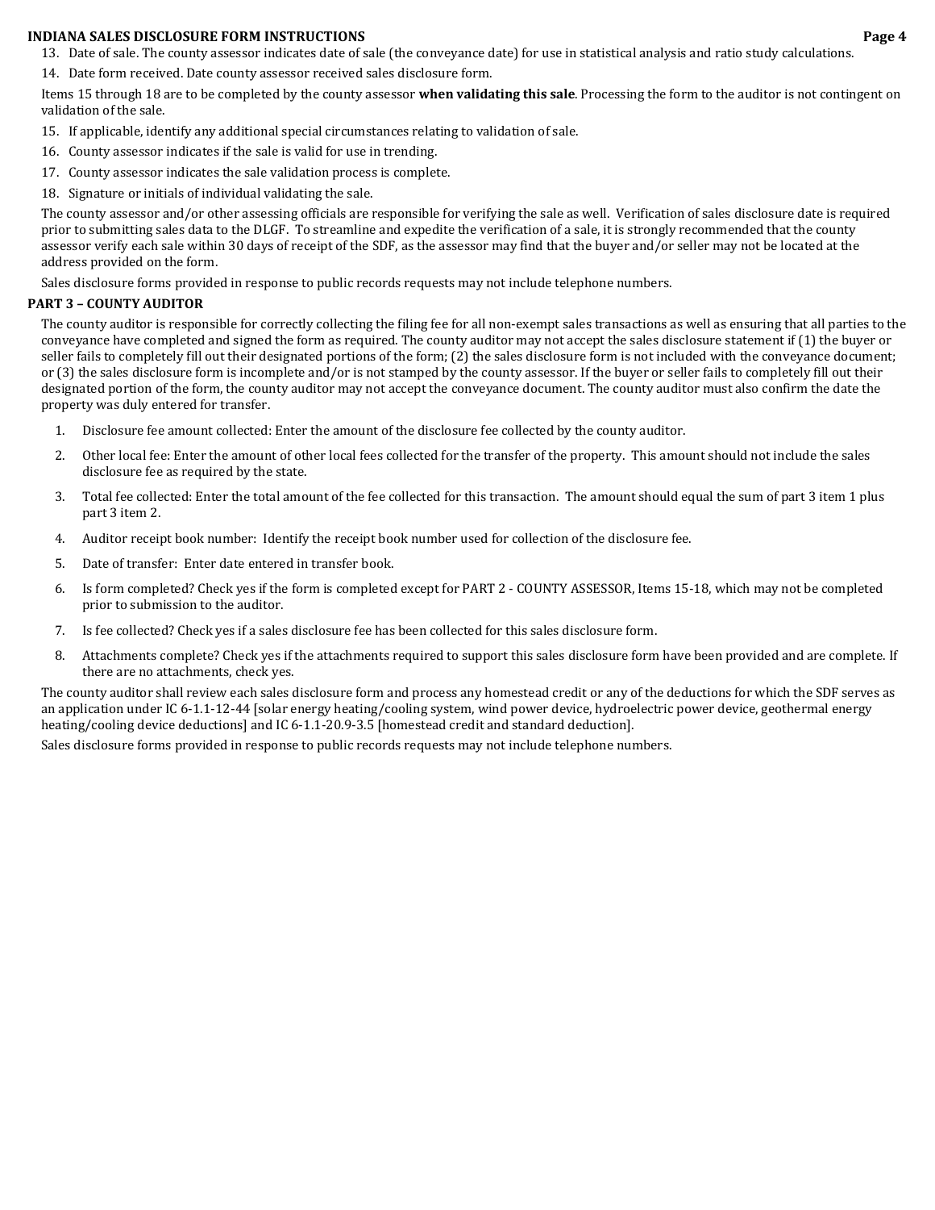13. Date of sale. The county assessor indicates date of sale (the conveyance date) for use in statistical analysis and ratio study calculations.
14. Date form received. Date county assessor received sales disclosure form.

Items 15 through 18 are to be completed by the county assessor **when validating this sale**. Processing the form to the auditor is not contingent on validation of the sale.

15. If applicable, identify any additional special circumstances relating to validation of sale.
16. County assessor indicates if the sale is valid for use in trending.
17. County assessor indicates the sale validation process is complete.
18. Signature or initials of individual validating the sale.

The county assessor and/or other assessing officials are responsible for verifying the sale as well. Verification of sales disclosure date is required prior to submitting sales data to the DLGF. To streamline and expedite the verification of a sale, it is strongly recommended that the county assessor verify each sale within 30 days of receipt of the SDF, as the assessor may find that the buyer and/or seller may not be located at the address provided on the form.

Sales disclosure forms provided in response to public records requests may not include telephone numbers.

## PART 3 – COUNTY AUDITOR

The county auditor is responsible for correctly collecting the filing fee for all non-exempt sales transactions as well as ensuring that all parties to the conveyance have completed and signed the form as required. The county auditor may not accept the sales disclosure statement if (1) the buyer or seller fails to completely fill out their designated portions of the form; (2) the sales disclosure form is not included with the conveyance document; or (3) the sales disclosure form is incomplete and/or is not stamped by the county assessor. If the buyer or seller fails to completely fill out their designated portion of the form, the county auditor may not accept the conveyance document. The county auditor must also confirm the date the property was duly entered for transfer.

1. Disclosure fee amount collected: Enter the amount of the disclosure fee collected by the county auditor.
2. Other local fee: Enter the amount of other local fees collected for the transfer of the property. This amount should not include the sales disclosure fee as required by the state.
3. Total fee collected: Enter the total amount of the fee collected for this transaction. The amount should equal the sum of part 3 item 1 plus part 3 item 2.
4. Auditor receipt book number: Identify the receipt book number used for collection of the disclosure fee.
5. Date of transfer: Enter date entered in transfer book.
6. Is form completed? Check yes if the form is completed except for PART 2 - COUNTY ASSESSOR, Items 15-18, which may not be completed prior to submission to the auditor.
7. Is fee collected? Check yes if a sales disclosure fee has been collected for this sales disclosure form.
8. Attachments complete? Check yes if the attachments required to support this sales disclosure form have been provided and are complete. If there are no attachments, check yes.

The county auditor shall review each sales disclosure form and process any homestead credit or any of the deductions for which the SDF serves as an application under IC 6-1.1-12-44 [solar energy heating/cooling system, wind power device, hydroelectric power device, geothermal energy heating/cooling device deductions] and IC 6-1.1-20.9-3.5 [homestead credit and standard deduction].

Sales disclosure forms provided in response to public records requests may not include telephone numbers.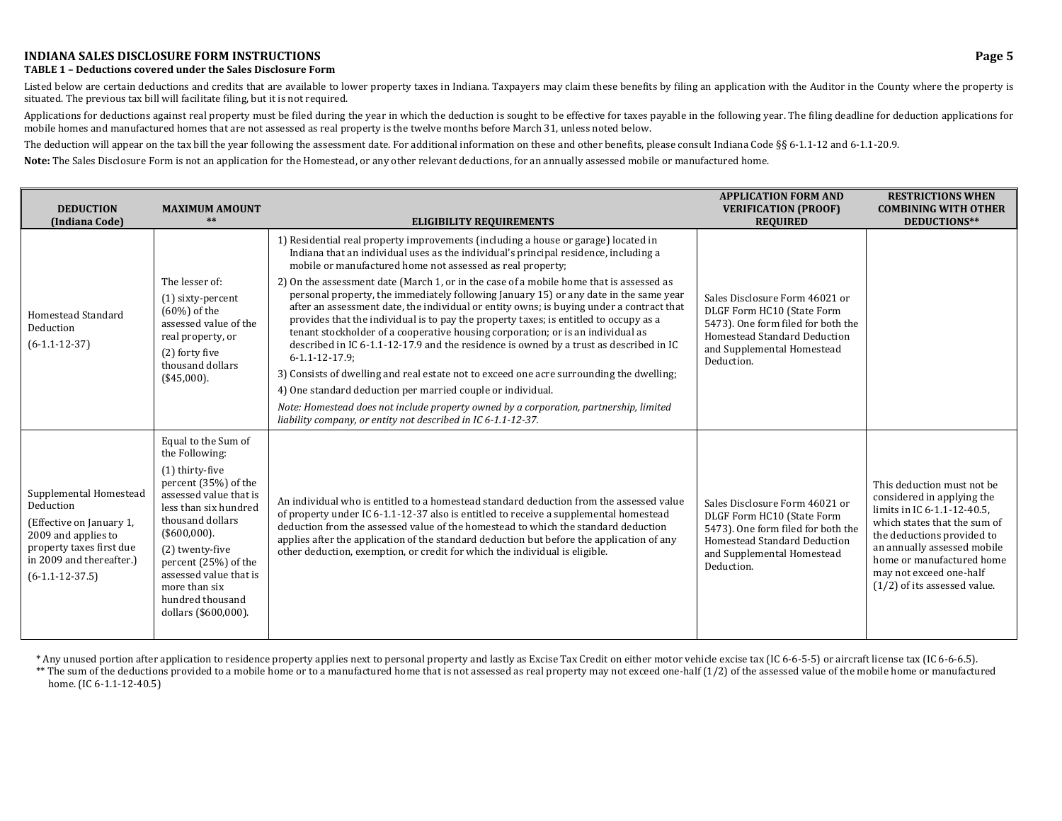## INDIANA SALES DISCLOSURE FORM INSTRUCTIONS

### TABLE 1 – Deductions covered under the Sales Disclosure Form

Listed below are certain deductions and credits that are available to lower property taxes in Indiana. Taxpayers may claim these benefits by filing an application with the Auditor in the County where the property is situated. The previous tax bill will facilitate filing, but it is not required.

Applications for deductions against real property must be filed during the year in which the deduction is sought to be effective for taxes payable in the following year. The filing deadline for deduction applications for mobile homes and manufactured homes that are not assessed as real property is the twelve months before March 31, unless noted below.

The deduction will appear on the tax bill the year following the assessment date. For additional information on these and other benefits, please consult Indiana Code §§ 6-1.1-12 and 6-1.1-20.9.

**Note:** The Sales Disclosure Form is not an application for the Homestead, or any other relevant deductions, for an annually assessed mobile or manufactured home.

| DEDUCTION (Indiana Code) | MAXIMUM AMOUNT ** | ELIGIBILITY REQUIREMENTS | APPLICATION FORM AND VERIFICATION (PROOF) REQUIRED | RESTRICTIONS WHEN COMBINING WITH OTHER DEDUCTIONS** |
|---|---|---|---|---|
| Homestead Standard Deduction (6-1.1-12-37) | The lesser of: (1) sixty-percent (60%) of the assessed value of the real property, or (2) forty five thousand dollars ($45,000). | 1) Residential real property improvements (including a house or garage) located in Indiana that an individual uses as the individual's principal residence, including a mobile or manufactured home not assessed as real property; 2) On the assessment date (March 1, or in the case of a mobile home that is assessed as personal property, the immediately following January 15) or any date in the same year after an assessment date, the individual or entity owns; is buying under a contract that provides that the individual is to pay the property taxes; is entitled to occupy as a tenant stockholder of a cooperative housing corporation; or is an individual as described in IC 6-1.1-12-17.9 and the residence is owned by a trust as described in IC 6-1.1-12-17.9; 3) Consists of dwelling and real estate not to exceed one acre surrounding the dwelling; 4) One standard deduction per married couple or individual. *Note: Homestead does not include property owned by a corporation, partnership, limited liability company, or entity not described in IC 6-1.1-12-37.* | Sales Disclosure Form 46021 or DLGF Form HC10 (State Form 5473). One form filed for both the Homestead Standard Deduction and Supplemental Homestead Deduction. | |
| Supplemental Homestead Deduction (Effective on January 1, 2009 and applies to property taxes first due in 2009 and thereafter.) (6-1.1-12-37.5) | Equal to the Sum of the Following: (1) thirty-five percent (35%) of the assessed value that is less than six hundred thousand dollars ($600,000). (2) twenty-five percent (25%) of the assessed value that is more than six hundred thousand dollars ($600,000). | An individual who is entitled to a homestead standard deduction from the assessed value of property under IC 6-1.1-12-37 also is entitled to receive a supplemental homestead deduction from the assessed value of the homestead to which the standard deduction applies after the application of the standard deduction but before the application of any other deduction, exemption, or credit for which the individual is eligible. | Sales Disclosure Form 46021 or DLGF Form HC10 (State Form 5473). One form filed for both the Homestead Standard Deduction and Supplemental Homestead Deduction. | This deduction must not be considered in applying the limits in IC 6-1.1-12-40.5, which states that the sum of the deductions provided to an annually assessed mobile home or manufactured home may not exceed one-half (1/2) of its assessed value. |

\* Any unused portion after application to residence property applies next to personal property and lastly as Excise Tax Credit on either motor vehicle excise tax (IC 6-6-5-5) or aircraft license tax (IC 6-6-6.5).

\*\* The sum of the deductions provided to a mobile home or to a manufactured home that is not assessed as real property may not exceed one-half (1/2) of the assessed value of the mobile home or manufactured home. (IC 6-1.1-12-40.5)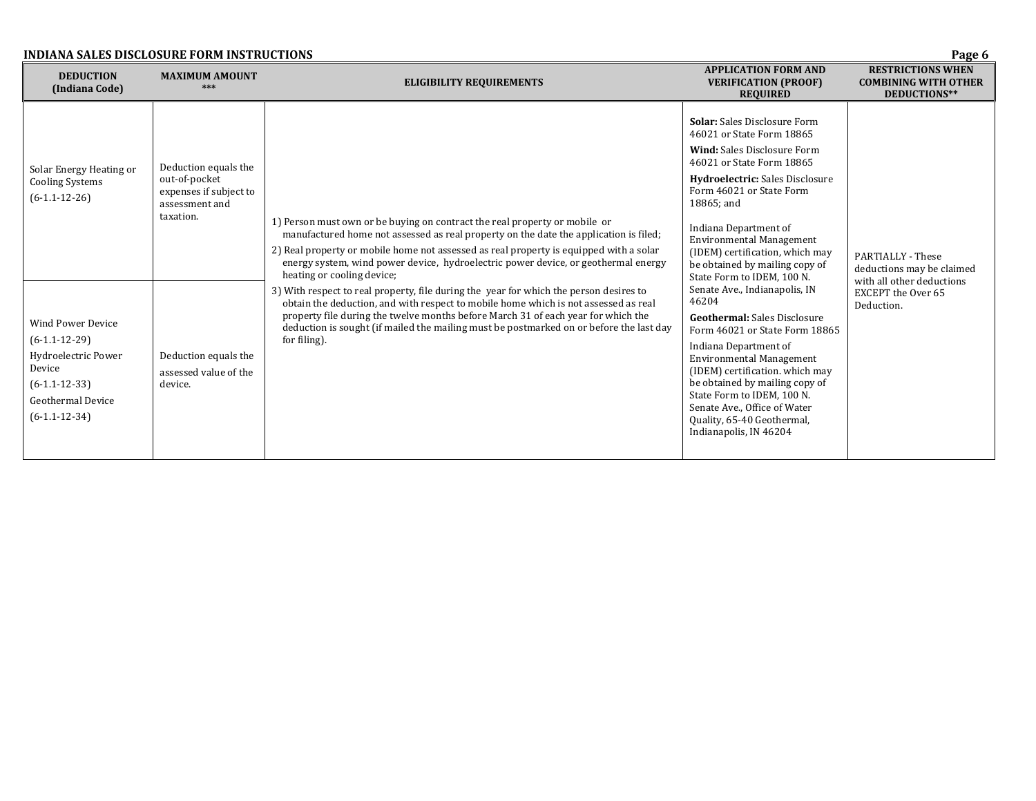## INDIANA SALES DISCLOSURE FORM INSTRUCTIONS

| DEDUCTION (Indiana Code) | MAXIMUM AMOUNT *** | ELIGIBILITY REQUIREMENTS | APPLICATION FORM AND VERIFICATION (PROOF) REQUIRED | RESTRICTIONS WHEN COMBINING WITH OTHER DEDUCTIONS** |
|---|---|---|---|---|
| Solar Energy Heating or Cooling Systems (6-1.1-12-26) | Deduction equals the out-of-pocket expenses if subject to assessment and taxation. | 1) Person must own or be buying on contract the real property or mobile or manufactured home not assessed as real property on the date the application is filed;<br>2) Real property or mobile home not assessed as real property is equipped with a solar energy system, wind power device, hydroelectric power device, or geothermal energy heating or cooling device;<br>3) With respect to real property, file during the year for which the person desires to obtain the deduction, and with respect to mobile home which is not assessed as real property file during the twelve months before March 31 of each year for which the deduction is sought (if mailed the mailing must be postmarked on or before the last day for filing). | **Solar:** Sales Disclosure Form 46021 or State Form 18865<br>**Wind:** Sales Disclosure Form 46021 or State Form 18865<br>**Hydroelectric:** Sales Disclosure Form 46021 or State Form 18865; and<br>Indiana Department of Environmental Management (IDEM) certification, which may be obtained by mailing copy of State Form to IDEM, 100 N. Senate Ave., Indianapolis, IN 46204<br>**Geothermal:** Sales Disclosure Form 46021 or State Form 18865<br>Indiana Department of Environmental Management (IDEM) certification. which may be obtained by mailing copy of State Form to IDEM, 100 N. Senate Ave., Office of Water Quality, 65-40 Geothermal, Indianapolis, IN 46204 | PARTIALLY - These deductions may be claimed with all other deductions EXCEPT the Over 65 Deduction. |
| Wind Power Device (6-1.1-12-29)<br>Hydroelectric Power Device (6-1.1-12-33)<br>Geothermal Device (6-1.1-12-34) | Deduction equals the assessed value of the device. | | | |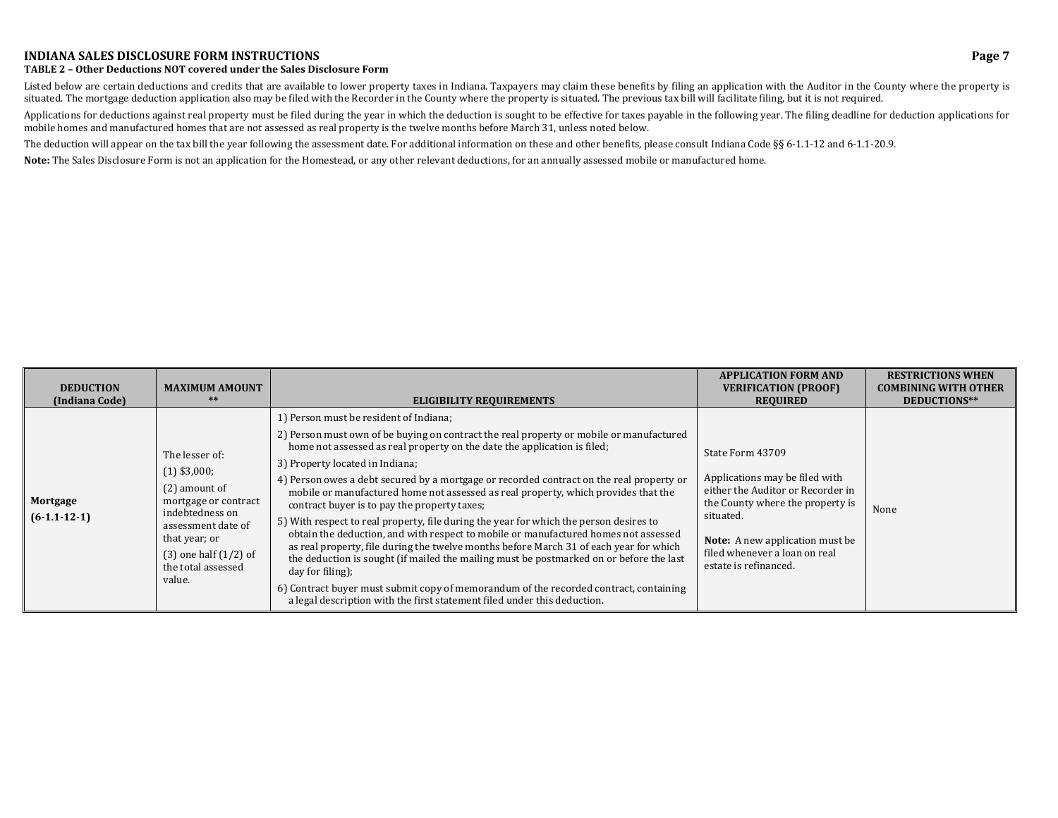## INDIANA SALES DISCLOSURE FORM INSTRUCTIONS

### TABLE 2 – Other Deductions NOT covered under the Sales Disclosure Form

Listed below are certain deductions and credits that are available to lower property taxes in Indiana. Taxpayers may claim these benefits by filing an application with the Auditor in the County where the property is situated. The mortgage deduction application also may be filed with the Recorder in the County where the property is situated. The previous tax bill will facilitate filing, but it is not required.

Applications for deductions against real property must be filed during the year in which the deduction is sought to be effective for taxes payable in the following year. The filing deadline for deduction applications for mobile homes and manufactured homes that are not assessed as real property is the twelve months before March 31, unless noted below.

The deduction will appear on the tax bill the year following the assessment date. For additional information on these and other benefits, please consult Indiana Code §§ 6-1.1-12 and 6-1.1-20.9.

**Note:** The Sales Disclosure Form is not an application for the Homestead, or any other relevant deductions, for an annually assessed mobile or manufactured home.

| DEDUCTION (Indiana Code) | MAXIMUM AMOUNT ** | ELIGIBILITY REQUIREMENTS | APPLICATION FORM AND VERIFICATION (PROOF) REQUIRED | RESTRICTIONS WHEN COMBINING WITH OTHER DEDUCTIONS** |
|---|---|---|---|---|
| **Mortgage (6-1.1-12-1)** | The lesser of: (1) $3,000; (2) amount of mortgage or contract indebtedness on assessment date of that year; or (3) one half (1/2) of the total assessed value. | 1) Person must be resident of Indiana; 2) Person must own of be buying on contract the real property or mobile or manufactured home not assessed as real property on the date the application is filed; 3) Property located in Indiana; 4) Person owes a debt secured by a mortgage or recorded contract on the real property or mobile or manufactured home not assessed as real property, which provides that the contract buyer is to pay the property taxes; 5) With respect to real property, file during the year for which the person desires to obtain the deduction, and with respect to mobile or manufactured homes not assessed as real property, file during the twelve months before March 31 of each year for which the deduction is sought (if mailed the mailing must be postmarked on or before the last day for filing); 6) Contract buyer must submit copy of memorandum of the recorded contract, containing a legal description with the first statement filed under this deduction. | State Form 43709<br><br>Applications may be filed with either the Auditor or Recorder in the County where the property is situated.<br><br>**Note:** A new application must be filed whenever a loan on real estate is refinanced. | None |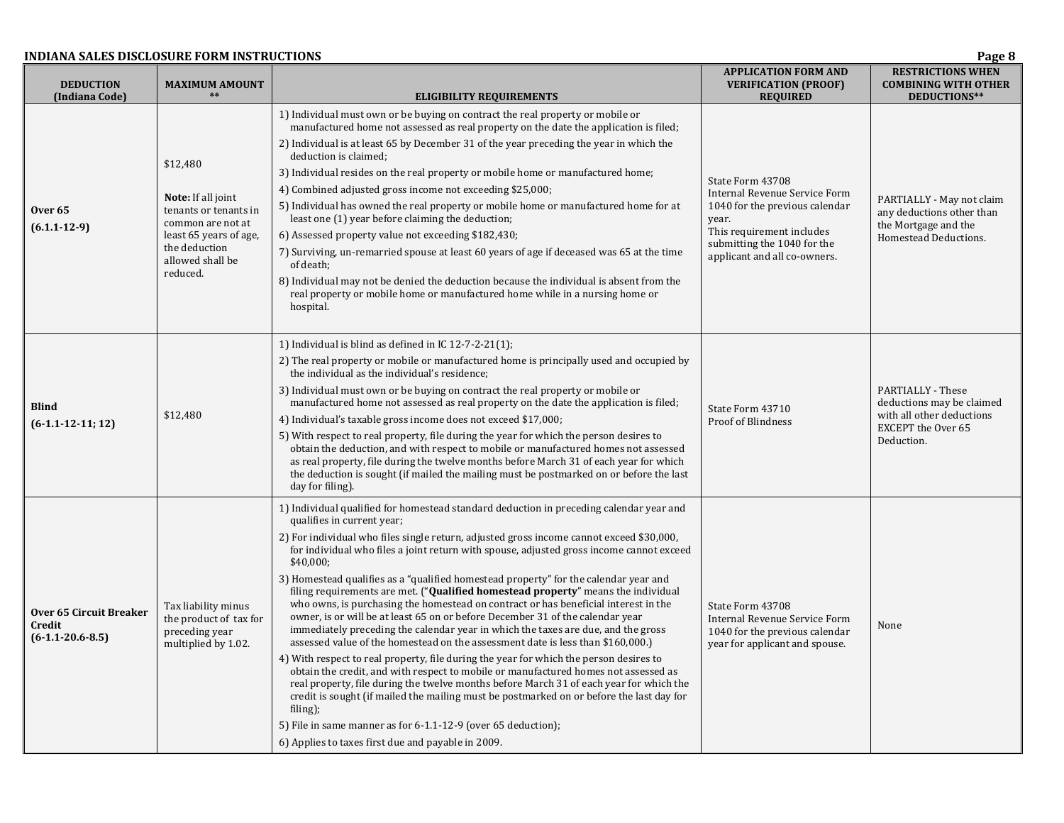## INDIANA SALES DISCLOSURE FORM INSTRUCTIONS

| DEDUCTION (Indiana Code) | MAXIMUM AMOUNT ** | ELIGIBILITY REQUIREMENTS | APPLICATION FORM AND VERIFICATION (PROOF) REQUIRED | RESTRICTIONS WHEN COMBINING WITH OTHER DEDUCTIONS** |
|---|---|---|---|---|
| **Over 65** **(6.1.1-12-9)** | $12,480<br><br>**Note:** If all joint tenants or tenants in common are not at least 65 years of age, the deduction allowed shall be reduced. | 1) Individual must own or be buying on contract the real property or mobile or manufactured home not assessed as real property on the date the application is filed;<br>2) Individual is at least 65 by December 31 of the year preceding the year in which the deduction is claimed;<br>3) Individual resides on the real property or mobile home or manufactured home;<br>4) Combined adjusted gross income not exceeding $25,000;<br>5) Individual has owned the real property or mobile home or manufactured home for at least one (1) year before claiming the deduction;<br>6) Assessed property value not exceeding $182,430;<br>7) Surviving, un-remarried spouse at least 60 years of age if deceased was 65 at the time of death;<br>8) Individual may not be denied the deduction because the individual is absent from the real property or mobile home or manufactured home while in a nursing home or hospital. | State Form 43708<br>Internal Revenue Service Form 1040 for the previous calendar year.<br>This requirement includes submitting the 1040 for the applicant and all co-owners. | PARTIALLY - May not claim any deductions other than the Mortgage and the Homestead Deductions. |
| **Blind** **(6-1.1-12-11; 12)** | $12,480 | 1) Individual is blind as defined in IC 12-7-2-21(1);<br>2) The real property or mobile or manufactured home is principally used and occupied by the individual as the individual's residence;<br>3) Individual must own or be buying on contract the real property or mobile or manufactured home not assessed as real property on the date the application is filed;<br>4) Individual's taxable gross income does not exceed $17,000;<br>5) With respect to real property, file during the year for which the person desires to obtain the deduction, and with respect to mobile or manufactured homes not assessed as real property, file during the twelve months before March 31 of each year for which the deduction is sought (if mailed the mailing must be postmarked on or before the last day for filing). | State Form 43710<br>Proof of Blindness | PARTIALLY - These deductions may be claimed with all other deductions EXCEPT the Over 65 Deduction. |
| **Over 65 Circuit Breaker Credit** **(6-1.1-20.6-8.5)** | Tax liability minus the product of tax for preceding year multiplied by 1.02. | 1) Individual qualified for homestead standard deduction in preceding calendar year and qualifies in current year;<br>2) For individual who files single return, adjusted gross income cannot exceed $30,000, for individual who files a joint return with spouse, adjusted gross income cannot exceed $40,000;<br>3) Homestead qualifies as a "qualified homestead property" for the calendar year and filing requirements are met. ("**Qualified homestead property**" means the individual who owns, is purchasing the homestead on contract or has beneficial interest in the owner, is or will be at least 65 on or before December 31 of the calendar year immediately preceding the calendar year in which the taxes are due, and the gross assessed value of the homestead on the assessment date is less than $160,000.)<br>4) With respect to real property, file during the year for which the person desires to obtain the credit, and with respect to mobile or manufactured homes not assessed as real property, file during the twelve months before March 31 of each year for which the credit is sought (if mailed the mailing must be postmarked on or before the last day for filing);<br>5) File in same manner as for 6-1.1-12-9 (over 65 deduction);<br>6) Applies to taxes first due and payable in 2009. | State Form 43708<br>Internal Revenue Service Form 1040 for the previous calendar year for applicant and spouse. | None |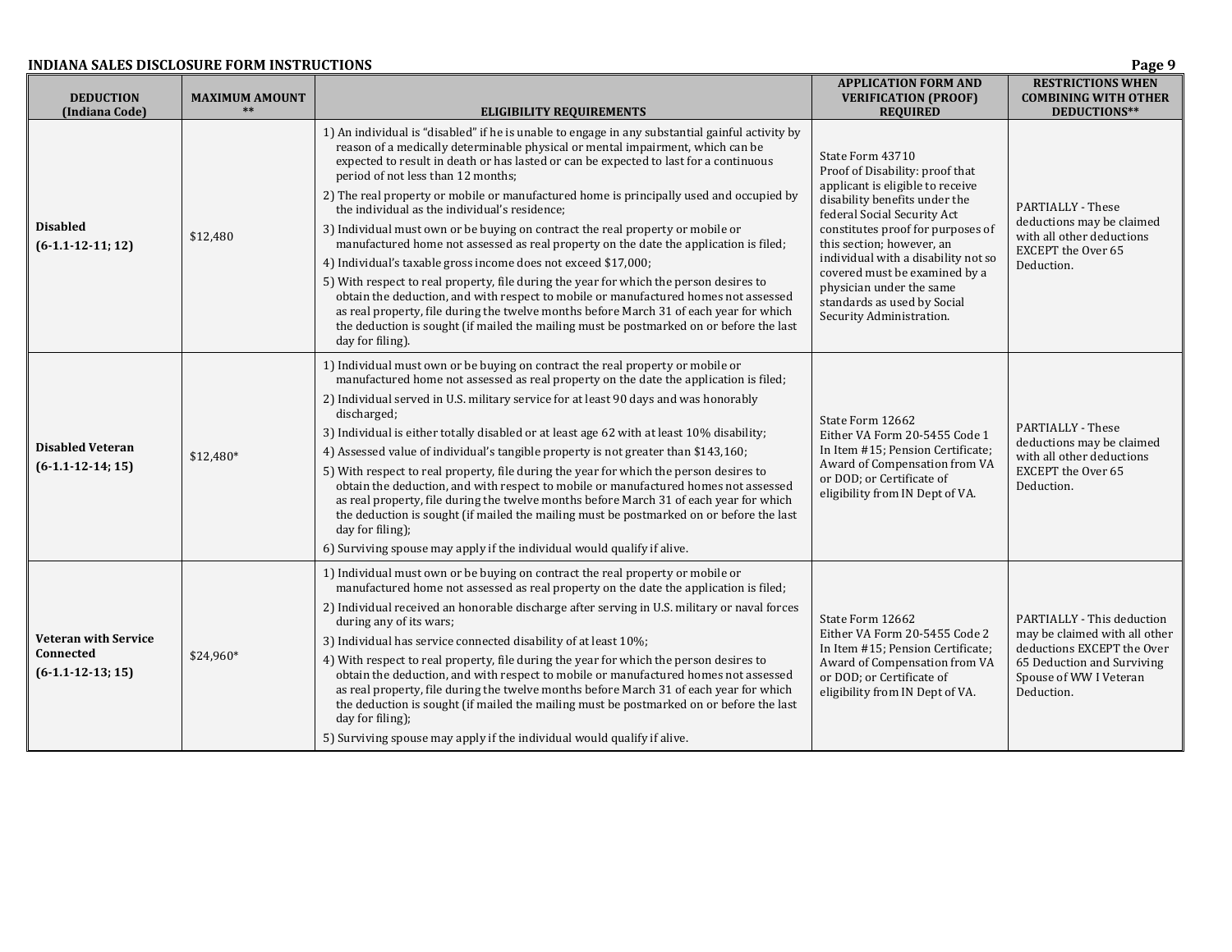## INDIANA SALES DISCLOSURE FORM INSTRUCTIONS

| DEDUCTION (Indiana Code) | MAXIMUM AMOUNT ** | ELIGIBILITY REQUIREMENTS | APPLICATION FORM AND VERIFICATION (PROOF) REQUIRED | RESTRICTIONS WHEN COMBINING WITH OTHER DEDUCTIONS** |
|---|---|---|---|---|
| **Disabled (6-1.1-12-11; 12)** | $12,480 | 1) An individual is "disabled" if he is unable to engage in any substantial gainful activity by reason of a medically determinable physical or mental impairment, which can be expected to result in death or has lasted or can be expected to last for a continuous period of not less than 12 months;<br>2) The real property or mobile or manufactured home is principally used and occupied by the individual as the individual's residence;<br>3) Individual must own or be buying on contract the real property or mobile or manufactured home not assessed as real property on the date the application is filed;<br>4) Individual's taxable gross income does not exceed $17,000;<br>5) With respect to real property, file during the year for which the person desires to obtain the deduction, and with respect to mobile or manufactured homes not assessed as real property, file during the twelve months before March 31 of each year for which the deduction is sought (if mailed the mailing must be postmarked on or before the last day for filing). | State Form 43710<br>Proof of Disability: proof that applicant is eligible to receive disability benefits under the federal Social Security Act constitutes proof for purposes of this section; however, an individual with a disability not so covered must be examined by a physician under the same standards as used by Social Security Administration. | PARTIALLY - These deductions may be claimed with all other deductions EXCEPT the Over 65 Deduction. |
| **Disabled Veteran (6-1.1-12-14; 15)** | $12,480* | 1) Individual must own or be buying on contract the real property or mobile or manufactured home not assessed as real property on the date the application is filed;<br>2) Individual served in U.S. military service for at least 90 days and was honorably discharged;<br>3) Individual is either totally disabled or at least age 62 with at least 10% disability;<br>4) Assessed value of individual's tangible property is not greater than $143,160;<br>5) With respect to real property, file during the year for which the person desires to obtain the deduction, and with respect to mobile or manufactured homes not assessed as real property, file during the twelve months before March 31 of each year for which the deduction is sought (if mailed the mailing must be postmarked on or before the last day for filing);<br>6) Surviving spouse may apply if the individual would qualify if alive. | State Form 12662<br>Either VA Form 20-5455 Code 1 In Item #15; Pension Certificate; Award of Compensation from VA or DOD; or Certificate of eligibility from IN Dept of VA. | PARTIALLY - These deductions may be claimed with all other deductions EXCEPT the Over 65 Deduction. |
| **Veteran with Service Connected (6-1.1-12-13; 15)** | $24,960* | 1) Individual must own or be buying on contract the real property or mobile or manufactured home not assessed as real property on the date the application is filed;<br>2) Individual received an honorable discharge after serving in U.S. military or naval forces during any of its wars;<br>3) Individual has service connected disability of at least 10%;<br>4) With respect to real property, file during the year for which the person desires to obtain the deduction, and with respect to mobile or manufactured homes not assessed as real property, file during the twelve months before March 31 of each year for which the deduction is sought (if mailed the mailing must be postmarked on or before the last day for filing);<br>5) Surviving spouse may apply if the individual would qualify if alive. | State Form 12662<br>Either VA Form 20-5455 Code 2 In Item #15; Pension Certificate; Award of Compensation from VA or DOD; or Certificate of eligibility from IN Dept of VA. | PARTIALLY - This deduction may be claimed with all other deductions EXCEPT the Over 65 Deduction and Surviving Spouse of WW I Veteran Deduction. |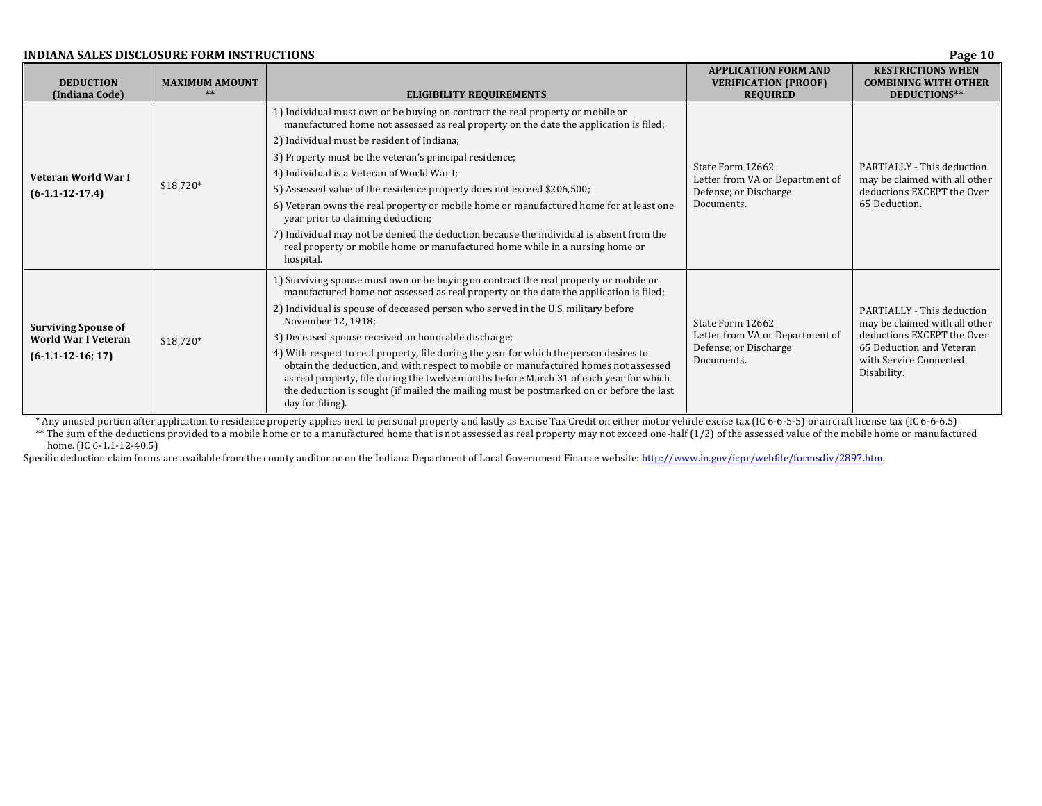## INDIANA SALES DISCLOSURE FORM INSTRUCTIONS

| DEDUCTION (Indiana Code) | MAXIMUM AMOUNT ** | ELIGIBILITY REQUIREMENTS | APPLICATION FORM AND VERIFICATION (PROOF) REQUIRED | RESTRICTIONS WHEN COMBINING WITH OTHER DEDUCTIONS** |
|---|---|---|---|---|
| **Veteran World War I (6-1.1-12-17.4)** | $18,720* | 1) Individual must own or be buying on contract the real property or mobile or manufactured home not assessed as real property on the date the application is filed;<br>2) Individual must be resident of Indiana;<br>3) Property must be the veteran's principal residence;<br>4) Individual is a Veteran of World War I;<br>5) Assessed value of the residence property does not exceed $206,500;<br>6) Veteran owns the real property or mobile home or manufactured home for at least one year prior to claiming deduction;<br>7) Individual may not be denied the deduction because the individual is absent from the real property or mobile home or manufactured home while in a nursing home or hospital. | State Form 12662<br>Letter from VA or Department of Defense; or Discharge Documents. | PARTIALLY - This deduction may be claimed with all other deductions EXCEPT the Over 65 Deduction. |
| **Surviving Spouse of World War I Veteran (6-1.1-12-16; 17)** | $18,720* | 1) Surviving spouse must own or be buying on contract the real property or mobile or manufactured home not assessed as real property on the date the application is filed;<br>2) Individual is spouse of deceased person who served in the U.S. military before November 12, 1918;<br>3) Deceased spouse received an honorable discharge;<br>4) With respect to real property, file during the year for which the person desires to obtain the deduction, and with respect to mobile or manufactured homes not assessed as real property, file during the twelve months before March 31 of each year for which the deduction is sought (if mailed the mailing must be postmarked on or before the last day for filing). | State Form 12662<br>Letter from VA or Department of Defense; or Discharge Documents. | PARTIALLY - This deduction may be claimed with all other deductions EXCEPT the Over 65 Deduction and Veteran with Service Connected Disability. |

\* Any unused portion after application to residence property applies next to personal property and lastly as Excise Tax Credit on either motor vehicle excise tax (IC 6-6-5-5) or aircraft license tax (IC 6-6-6.5)

** The sum of the deductions provided to a mobile home or to a manufactured home that is not assessed as real property may not exceed one-half (1/2) of the assessed value of the mobile home or manufactured home. (IC 6-1.1-12-40.5)

Specific deduction claim forms are available from the county auditor or on the Indiana Department of Local Government Finance website: http://www.in.gov/icpr/webfile/formsdiv/2897.htm.